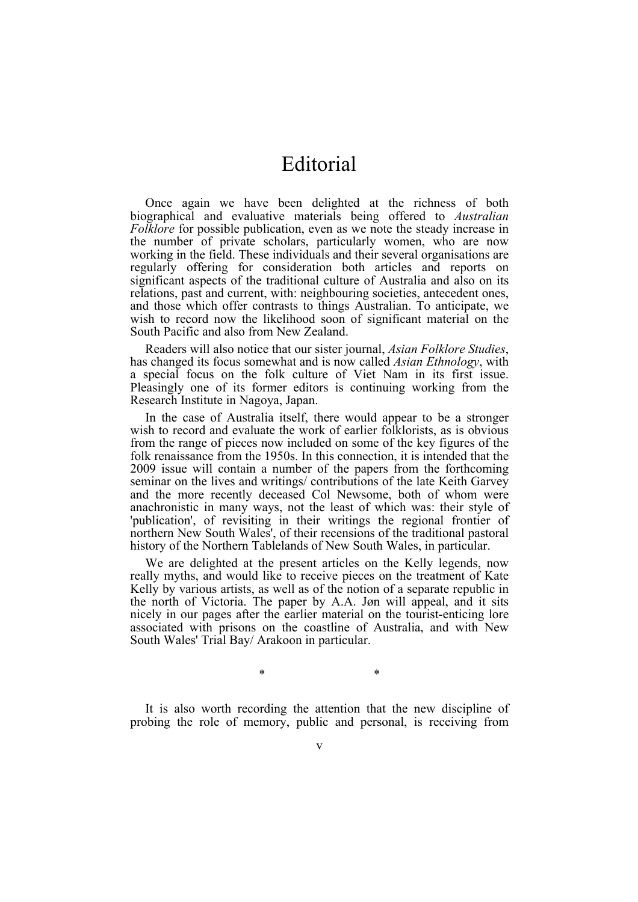# Editorial

Once again we have been delighted at the richness of both biographical and evaluative materials being offered to *Australian Folklore* for possible publication, even as we note the steady increase in the number of private scholars, particularly women, who are now working in the field. These individuals and their several organisations are regularly offering for consideration both articles and reports on significant aspects of the traditional culture of Australia and also on its relations, past and current, with: neighbouring societies, antecedent ones, and those which offer contrasts to things Australian. To anticipate, we wish to record now the likelihood soon of significant material on the South Pacific and also from New Zealand.

Readers will also notice that our sister journal, *Asian Folklore Studies*, has changed its focus somewhat and is now called *Asian Ethnology*, with a special focus on the folk culture of Viet Nam in its first issue. Pleasingly one of its former editors is continuing working from the Research Institute in Nagoya, Japan.

In the case of Australia itself, there would appear to be a stronger wish to record and evaluate the work of earlier folklorists, as is obvious from the range of pieces now included on some of the key figures of the folk renaissance from the 1950s. In this connection, it is intended that the 2009 issue will contain a number of the papers from the forthcoming seminar on the lives and writings/ contributions of the late Keith Garvey and the more recently deceased Col Newsome, both of whom were anachronistic in many ways, not the least of which was: their style of 'publication', of revisiting in their writings the regional frontier of northern New South Wales', of their recensions of the traditional pastoral history of the Northern Tablelands of New South Wales, in particular.

We are delighted at the present articles on the Kelly legends, now really myths, and would like to receive pieces on the treatment of Kate Kelly by various artists, as well as of the notion of a separate republic in the north of Victoria. The paper by A.A. Jøn will appeal, and it sits nicely in our pages after the earlier material on the tourist-enticing lore associated with prisons on the coastline of Australia, and with New South Wales' Trial Bay/ Arakoon in particular.

\*                    \*

It is also worth recording the attention that the new discipline of probing the role of memory, public and personal, is receiving from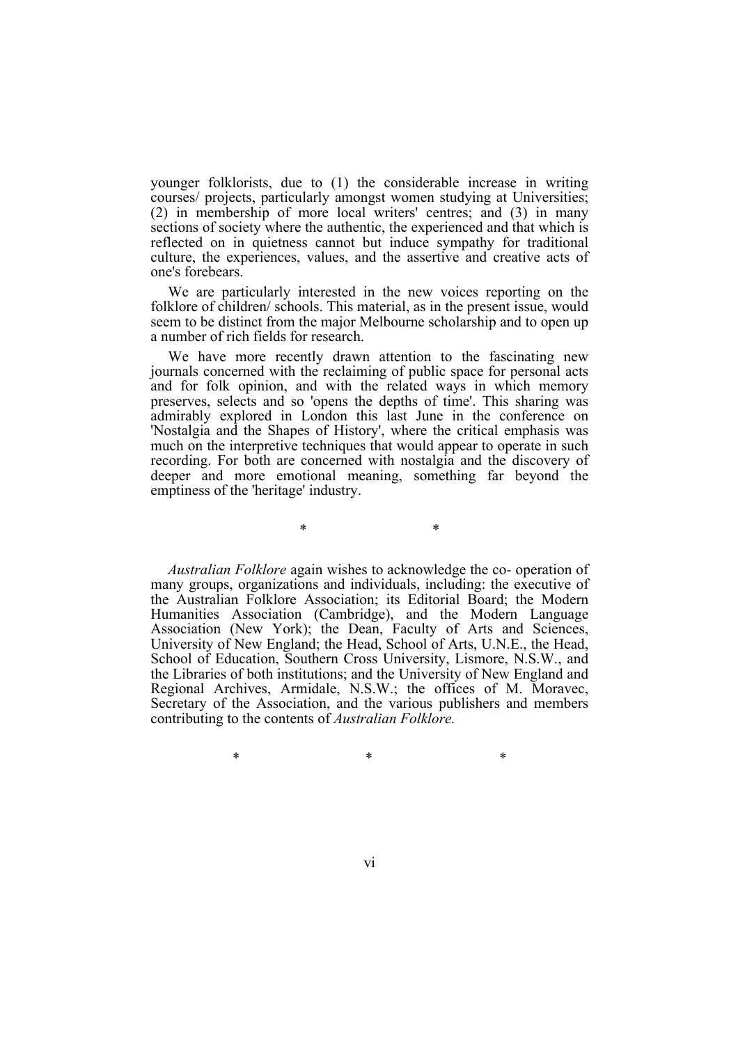younger folklorists, due to (1) the considerable increase in writing courses/ projects, particularly amongst women studying at Universities; (2) in membership of more local writers' centres; and (3) in many sections of society where the authentic, the experienced and that which is reflected on in quietness cannot but induce sympathy for traditional culture, the experiences, values, and the assertive and creative acts of one's forebears.

We are particularly interested in the new voices reporting on the folklore of children/ schools. This material, as in the present issue, would seem to be distinct from the major Melbourne scholarship and to open up a number of rich fields for research.

We have more recently drawn attention to the fascinating new journals concerned with the reclaiming of public space for personal acts and for folk opinion, and with the related ways in which memory preserves, selects and so 'opens the depths of time'. This sharing was admirably explored in London this last June in the conference on 'Nostalgia and the Shapes of History', where the critical emphasis was much on the interpretive techniques that would appear to operate in such recording. For both are concerned with nostalgia and the discovery of deeper and more emotional meaning, something far beyond the emptiness of the 'heritage' industry.

\*     \*

*Australian Folklore* again wishes to acknowledge the co- operation of many groups, organizations and individuals, including: the executive of the Australian Folklore Association; its Editorial Board; the Modern Humanities Association (Cambridge), and the Modern Language Association (New York); the Dean, Faculty of Arts and Sciences, University of New England; the Head, School of Arts, U.N.E., the Head, School of Education, Southern Cross University, Lismore, N.S.W., and the Libraries of both institutions; and the University of New England and Regional Archives, Armidale, N.S.W.; the offices of M. Moravec, Secretary of the Association, and the various publishers and members contributing to the contents of *Australian Folklore.*

\*     \*     \*